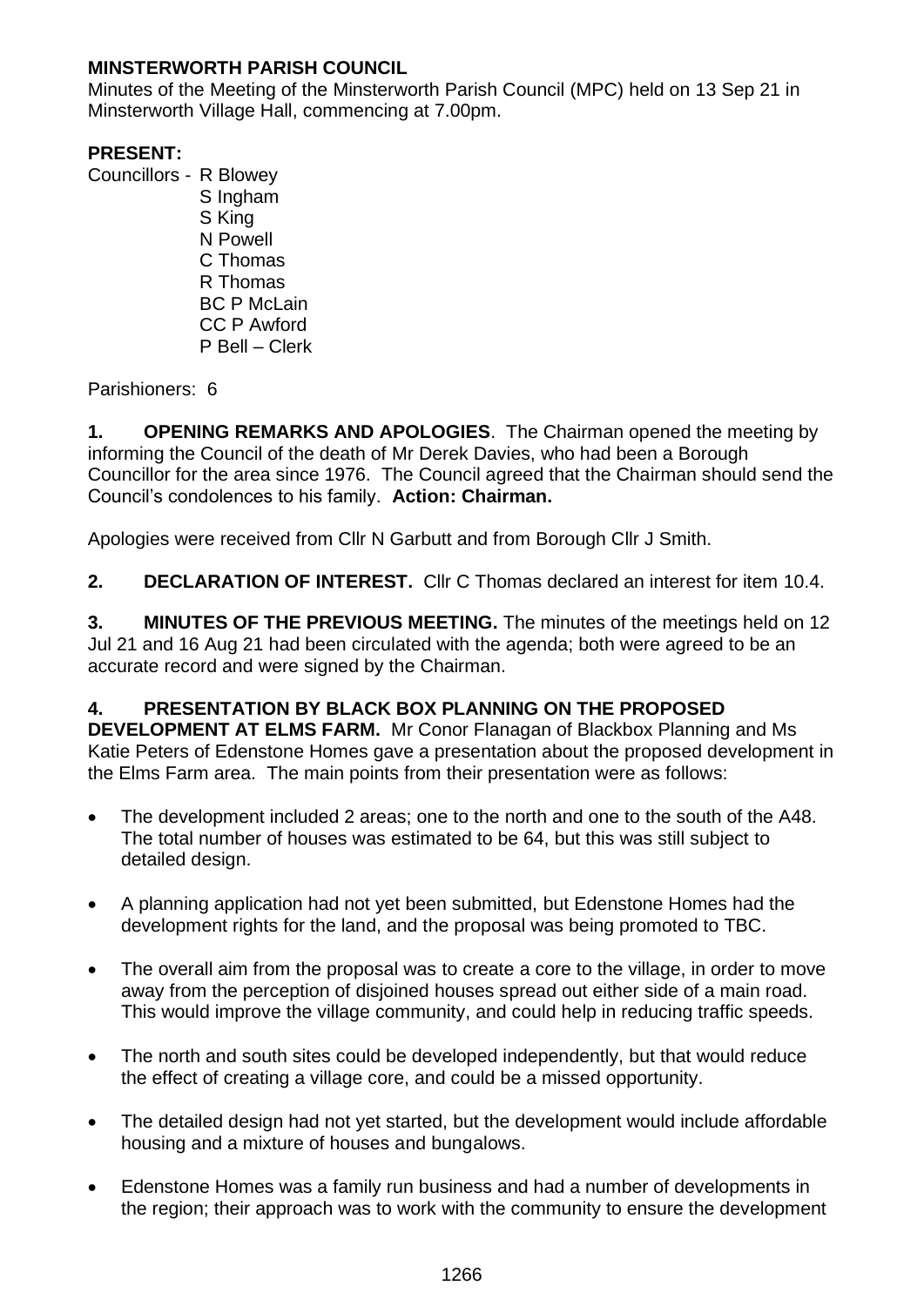**MINSTERWORTH PARISH COUNCIL**

Minutes of the Meeting of the Minsterworth Parish Council (MPC) held on 13 Sep 21 in Minsterworth Village Hall, commencing at 7.00pm.

**PRESENT:**

Councillors - R Blowey
S Ingham
S King
N Powell
C Thomas
R Thomas
BC P McLain
CC P Awford
P Bell – Clerk

Parishioners: 6

**1. OPENING REMARKS AND APOLOGIES**. The Chairman opened the meeting by informing the Council of the death of Mr Derek Davies, who had been a Borough Councillor for the area since 1976. The Council agreed that the Chairman should send the Council's condolences to his family. **Action: Chairman.**

Apologies were received from Cllr N Garbutt and from Borough Cllr J Smith.

**2. DECLARATION OF INTEREST.** Cllr C Thomas declared an interest for item 10.4.

**3. MINUTES OF THE PREVIOUS MEETING.** The minutes of the meetings held on 12 Jul 21 and 16 Aug 21 had been circulated with the agenda; both were agreed to be an accurate record and were signed by the Chairman.

**4. PRESENTATION BY BLACK BOX PLANNING ON THE PROPOSED DEVELOPMENT AT ELMS FARM.** Mr Conor Flanagan of Blackbox Planning and Ms Katie Peters of Edenstone Homes gave a presentation about the proposed development in the Elms Farm area. The main points from their presentation were as follows:

- The development included 2 areas; one to the north and one to the south of the A48. The total number of houses was estimated to be 64, but this was still subject to detailed design.
- A planning application had not yet been submitted, but Edenstone Homes had the development rights for the land, and the proposal was being promoted to TBC.
- The overall aim from the proposal was to create a core to the village, in order to move away from the perception of disjoined houses spread out either side of a main road. This would improve the village community, and could help in reducing traffic speeds.
- The north and south sites could be developed independently, but that would reduce the effect of creating a village core, and could be a missed opportunity.
- The detailed design had not yet started, but the development would include affordable housing and a mixture of houses and bungalows.
- Edenstone Homes was a family run business and had a number of developments in the region; their approach was to work with the community to ensure the development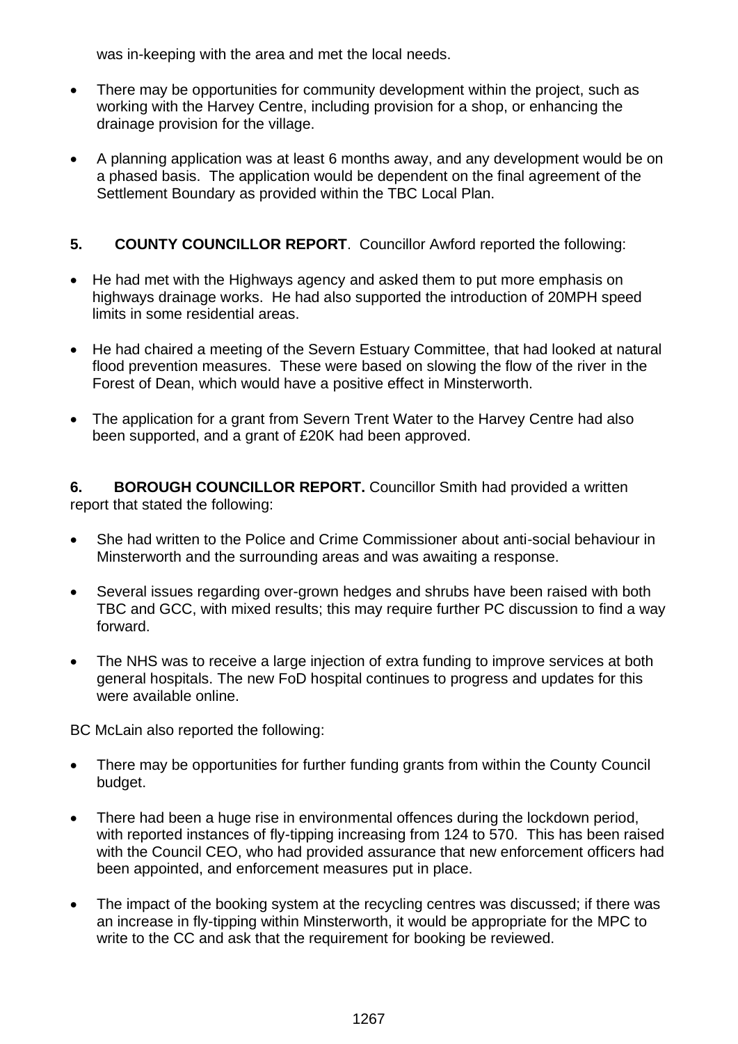was in-keeping with the area and met the local needs.

- There may be opportunities for community development within the project, such as working with the Harvey Centre, including provision for a shop, or enhancing the drainage provision for the village.

- A planning application was at least 6 months away, and any development would be on a phased basis. The application would be dependent on the final agreement of the Settlement Boundary as provided within the TBC Local Plan.

**5. COUNTY COUNCILLOR REPORT**. Councillor Awford reported the following:

- He had met with the Highways agency and asked them to put more emphasis on highways drainage works. He had also supported the introduction of 20MPH speed limits in some residential areas.

- He had chaired a meeting of the Severn Estuary Committee, that had looked at natural flood prevention measures. These were based on slowing the flow of the river in the Forest of Dean, which would have a positive effect in Minsterworth.

- The application for a grant from Severn Trent Water to the Harvey Centre had also been supported, and a grant of £20K had been approved.

**6. BOROUGH COUNCILLOR REPORT.** Councillor Smith had provided a written report that stated the following:

- She had written to the Police and Crime Commissioner about anti-social behaviour in Minsterworth and the surrounding areas and was awaiting a response.

- Several issues regarding over-grown hedges and shrubs have been raised with both TBC and GCC, with mixed results; this may require further PC discussion to find a way forward.

- The NHS was to receive a large injection of extra funding to improve services at both general hospitals. The new FoD hospital continues to progress and updates for this were available online.

BC McLain also reported the following:

- There may be opportunities for further funding grants from within the County Council budget.

- There had been a huge rise in environmental offences during the lockdown period, with reported instances of fly-tipping increasing from 124 to 570. This has been raised with the Council CEO, who had provided assurance that new enforcement officers had been appointed, and enforcement measures put in place.

- The impact of the booking system at the recycling centres was discussed; if there was an increase in fly-tipping within Minsterworth, it would be appropriate for the MPC to write to the CC and ask that the requirement for booking be reviewed.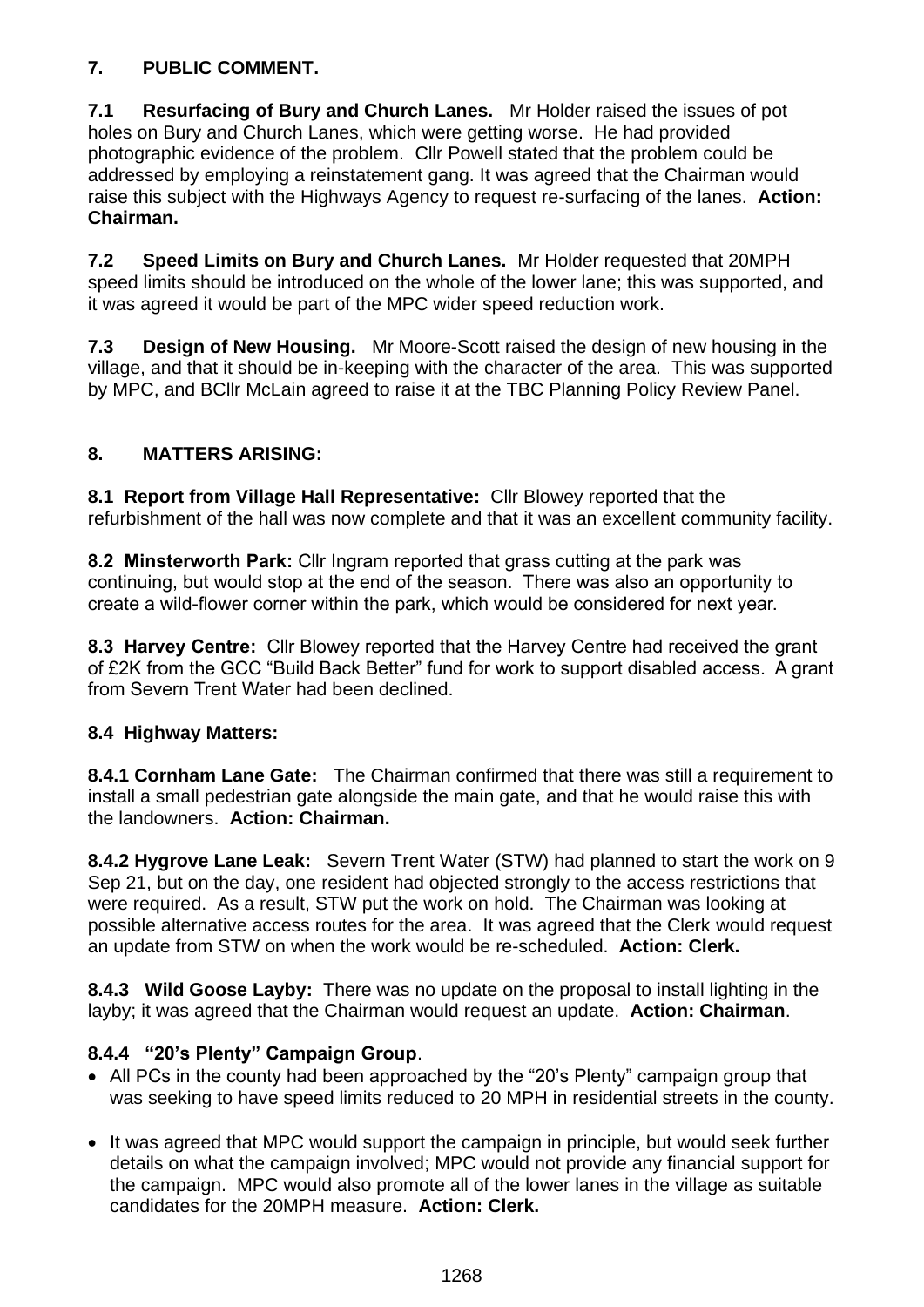## 7. PUBLIC COMMENT.

**7.1 Resurfacing of Bury and Church Lanes.** Mr Holder raised the issues of pot holes on Bury and Church Lanes, which were getting worse. He had provided photographic evidence of the problem. Cllr Powell stated that the problem could be addressed by employing a reinstatement gang. It was agreed that the Chairman would raise this subject with the Highways Agency to request re-surfacing of the lanes. **Action: Chairman.**

**7.2 Speed Limits on Bury and Church Lanes.** Mr Holder requested that 20MPH speed limits should be introduced on the whole of the lower lane; this was supported, and it was agreed it would be part of the MPC wider speed reduction work.

**7.3 Design of New Housing.** Mr Moore-Scott raised the design of new housing in the village, and that it should be in-keeping with the character of the area. This was supported by MPC, and BCllr McLain agreed to raise it at the TBC Planning Policy Review Panel.

## 8. MATTERS ARISING:

**8.1 Report from Village Hall Representative:** Cllr Blowey reported that the refurbishment of the hall was now complete and that it was an excellent community facility.

**8.2 Minsterworth Park:** Cllr Ingram reported that grass cutting at the park was continuing, but would stop at the end of the season. There was also an opportunity to create a wild-flower corner within the park, which would be considered for next year.

**8.3 Harvey Centre:** Cllr Blowey reported that the Harvey Centre had received the grant of £2K from the GCC "Build Back Better" fund for work to support disabled access. A grant from Severn Trent Water had been declined.

**8.4 Highway Matters:**

**8.4.1 Cornham Lane Gate:** The Chairman confirmed that there was still a requirement to install a small pedestrian gate alongside the main gate, and that he would raise this with the landowners. **Action: Chairman.**

**8.4.2 Hygrove Lane Leak:** Severn Trent Water (STW) had planned to start the work on 9 Sep 21, but on the day, one resident had objected strongly to the access restrictions that were required. As a result, STW put the work on hold. The Chairman was looking at possible alternative access routes for the area. It was agreed that the Clerk would request an update from STW on when the work would be re-scheduled. **Action: Clerk.**

**8.4.3 Wild Goose Layby:** There was no update on the proposal to install lighting in the layby; it was agreed that the Chairman would request an update. **Action: Chairman**.

**8.4.4 "20's Plenty" Campaign Group**.

- All PCs in the county had been approached by the "20's Plenty" campaign group that was seeking to have speed limits reduced to 20 MPH in residential streets in the county.
- It was agreed that MPC would support the campaign in principle, but would seek further details on what the campaign involved; MPC would not provide any financial support for the campaign. MPC would also promote all of the lower lanes in the village as suitable candidates for the 20MPH measure. **Action: Clerk.**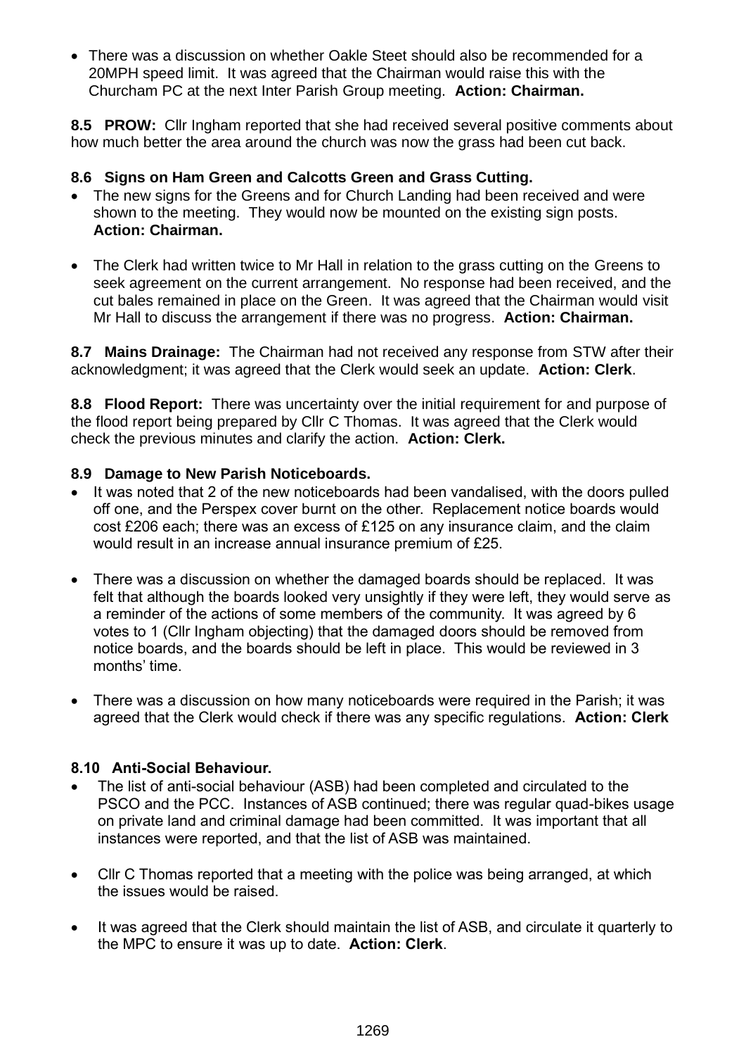- There was a discussion on whether Oakle Steet should also be recommended for a 20MPH speed limit. It was agreed that the Chairman would raise this with the Churcham PC at the next Inter Parish Group meeting. **Action: Chairman.**

**8.5 PROW:** Cllr Ingham reported that she had received several positive comments about how much better the area around the church was now the grass had been cut back.

**8.6 Signs on Ham Green and Calcotts Green and Grass Cutting.**

- The new signs for the Greens and for Church Landing had been received and were shown to the meeting. They would now be mounted on the existing sign posts. **Action: Chairman.**

- The Clerk had written twice to Mr Hall in relation to the grass cutting on the Greens to seek agreement on the current arrangement. No response had been received, and the cut bales remained in place on the Green. It was agreed that the Chairman would visit Mr Hall to discuss the arrangement if there was no progress. **Action: Chairman.**

**8.7 Mains Drainage:** The Chairman had not received any response from STW after their acknowledgment; it was agreed that the Clerk would seek an update. **Action: Clerk**.

**8.8 Flood Report:** There was uncertainty over the initial requirement for and purpose of the flood report being prepared by Cllr C Thomas. It was agreed that the Clerk would check the previous minutes and clarify the action. **Action: Clerk.**

**8.9 Damage to New Parish Noticeboards.**

- It was noted that 2 of the new noticeboards had been vandalised, with the doors pulled off one, and the Perspex cover burnt on the other. Replacement notice boards would cost £206 each; there was an excess of £125 on any insurance claim, and the claim would result in an increase annual insurance premium of £25.

- There was a discussion on whether the damaged boards should be replaced. It was felt that although the boards looked very unsightly if they were left, they would serve as a reminder of the actions of some members of the community. It was agreed by 6 votes to 1 (Cllr Ingham objecting) that the damaged doors should be removed from notice boards, and the boards should be left in place. This would be reviewed in 3 months' time.

- There was a discussion on how many noticeboards were required in the Parish; it was agreed that the Clerk would check if there was any specific regulations. **Action: Clerk**

**8.10 Anti-Social Behaviour.**

- The list of anti-social behaviour (ASB) had been completed and circulated to the PSCO and the PCC. Instances of ASB continued; there was regular quad-bikes usage on private land and criminal damage had been committed. It was important that all instances were reported, and that the list of ASB was maintained.

- Cllr C Thomas reported that a meeting with the police was being arranged, at which the issues would be raised.

- It was agreed that the Clerk should maintain the list of ASB, and circulate it quarterly to the MPC to ensure it was up to date. **Action: Clerk**.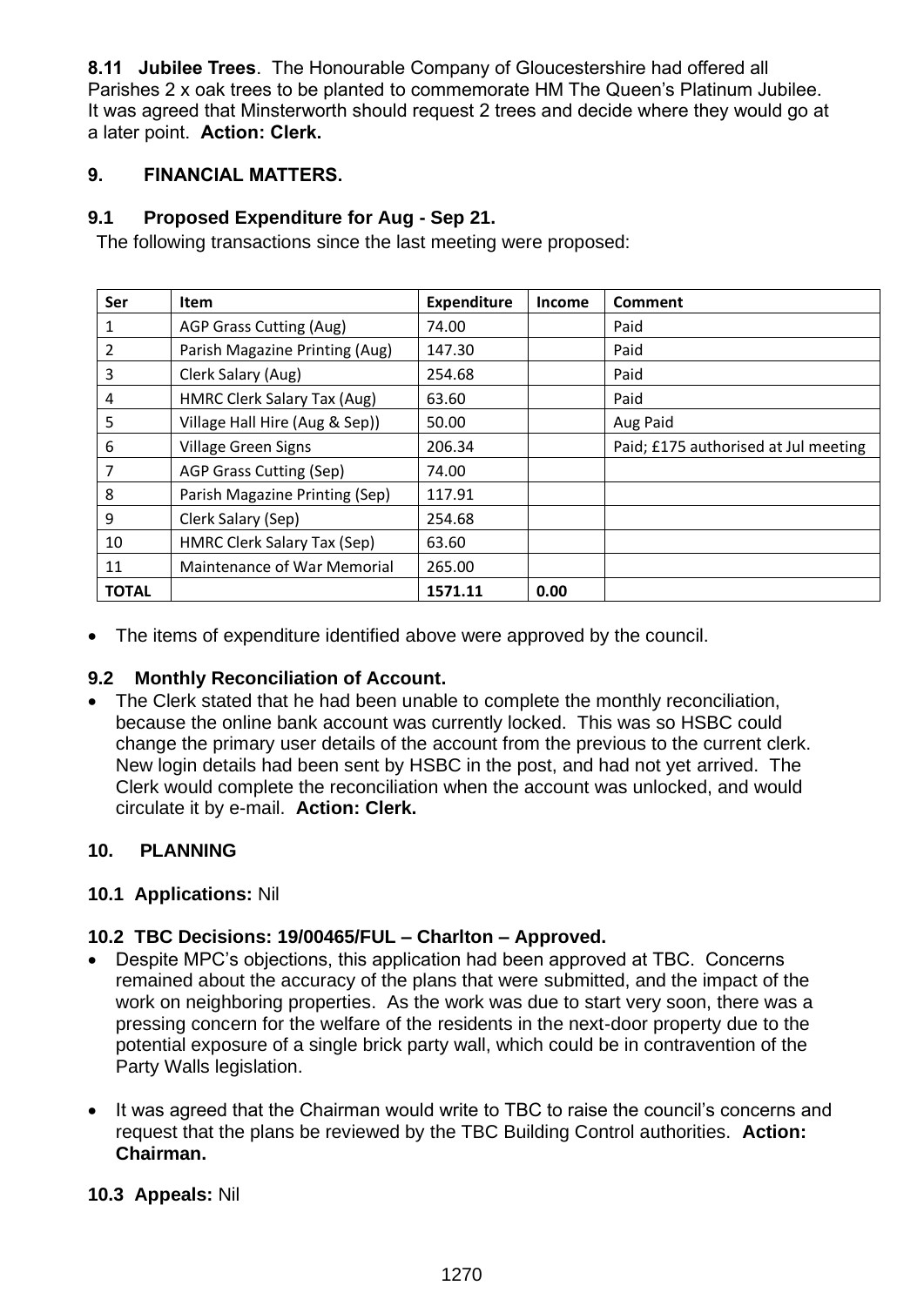**8.11 Jubilee Trees**. The Honourable Company of Gloucestershire had offered all Parishes 2 x oak trees to be planted to commemorate HM The Queen's Platinum Jubilee. It was agreed that Minsterworth should request 2 trees and decide where they would go at a later point. **Action: Clerk.**

## 9. FINANCIAL MATTERS.

### 9.1 Proposed Expenditure for Aug - Sep 21.

The following transactions since the last meeting were proposed:

| Ser | Item | Expenditure | Income | Comment |
|---|---|---|---|---|
| 1 | AGP Grass Cutting (Aug) | 74.00 | | Paid |
| 2 | Parish Magazine Printing (Aug) | 147.30 | | Paid |
| 3 | Clerk Salary (Aug) | 254.68 | | Paid |
| 4 | HMRC Clerk Salary Tax (Aug) | 63.60 | | Paid |
| 5 | Village Hall Hire (Aug & Sep)) | 50.00 | | Aug Paid |
| 6 | Village Green Signs | 206.34 | | Paid; £175 authorised at Jul meeting |
| 7 | AGP Grass Cutting (Sep) | 74.00 | | |
| 8 | Parish Magazine Printing (Sep) | 117.91 | | |
| 9 | Clerk Salary (Sep) | 254.68 | | |
| 10 | HMRC Clerk Salary Tax (Sep) | 63.60 | | |
| 11 | Maintenance of War Memorial | 265.00 | | |
| **TOTAL** | | **1571.11** | **0.00** | |

- The items of expenditure identified above were approved by the council.

### 9.2 Monthly Reconciliation of Account.

- The Clerk stated that he had been unable to complete the monthly reconciliation, because the online bank account was currently locked. This was so HSBC could change the primary user details of the account from the previous to the current clerk. New login details had been sent by HSBC in the post, and had not yet arrived. The Clerk would complete the reconciliation when the account was unlocked, and would circulate it by e-mail. **Action: Clerk.**

## 10. PLANNING

### 10.1 Applications: Nil

### 10.2 TBC Decisions: 19/00465/FUL – Charlton – Approved.

- Despite MPC's objections, this application had been approved at TBC. Concerns remained about the accuracy of the plans that were submitted, and the impact of the work on neighboring properties. As the work was due to start very soon, there was a pressing concern for the welfare of the residents in the next-door property due to the potential exposure of a single brick party wall, which could be in contravention of the Party Walls legislation.

- It was agreed that the Chairman would write to TBC to raise the council's concerns and request that the plans be reviewed by the TBC Building Control authorities. **Action: Chairman.**

### 10.3 Appeals: Nil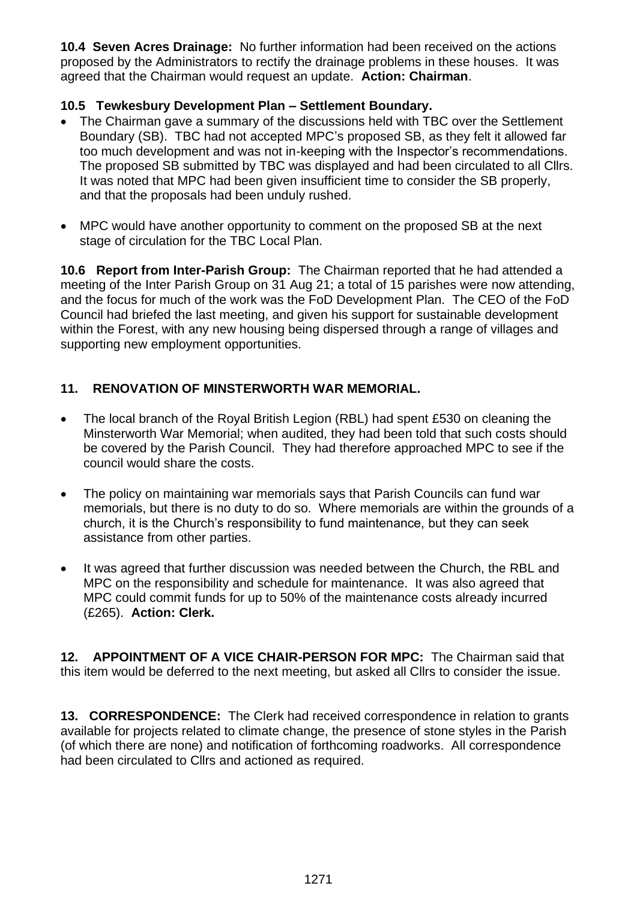**10.4 Seven Acres Drainage:** No further information had been received on the actions proposed by the Administrators to rectify the drainage problems in these houses. It was agreed that the Chairman would request an update. **Action: Chairman**.

**10.5 Tewkesbury Development Plan – Settlement Boundary.**

- The Chairman gave a summary of the discussions held with TBC over the Settlement Boundary (SB). TBC had not accepted MPC's proposed SB, as they felt it allowed far too much development and was not in-keeping with the Inspector's recommendations. The proposed SB submitted by TBC was displayed and had been circulated to all Cllrs. It was noted that MPC had been given insufficient time to consider the SB properly, and that the proposals had been unduly rushed.

- MPC would have another opportunity to comment on the proposed SB at the next stage of circulation for the TBC Local Plan.

**10.6 Report from Inter-Parish Group:** The Chairman reported that he had attended a meeting of the Inter Parish Group on 31 Aug 21; a total of 15 parishes were now attending, and the focus for much of the work was the FoD Development Plan. The CEO of the FoD Council had briefed the last meeting, and given his support for sustainable development within the Forest, with any new housing being dispersed through a range of villages and supporting new employment opportunities.

**11. RENOVATION OF MINSTERWORTH WAR MEMORIAL.**

- The local branch of the Royal British Legion (RBL) had spent £530 on cleaning the Minsterworth War Memorial; when audited, they had been told that such costs should be covered by the Parish Council. They had therefore approached MPC to see if the council would share the costs.

- The policy on maintaining war memorials says that Parish Councils can fund war memorials, but there is no duty to do so. Where memorials are within the grounds of a church, it is the Church's responsibility to fund maintenance, but they can seek assistance from other parties.

- It was agreed that further discussion was needed between the Church, the RBL and MPC on the responsibility and schedule for maintenance. It was also agreed that MPC could commit funds for up to 50% of the maintenance costs already incurred (£265). **Action: Clerk.**

**12. APPOINTMENT OF A VICE CHAIR-PERSON FOR MPC:** The Chairman said that this item would be deferred to the next meeting, but asked all Cllrs to consider the issue.

**13. CORRESPONDENCE:** The Clerk had received correspondence in relation to grants available for projects related to climate change, the presence of stone styles in the Parish (of which there are none) and notification of forthcoming roadworks. All correspondence had been circulated to Cllrs and actioned as required.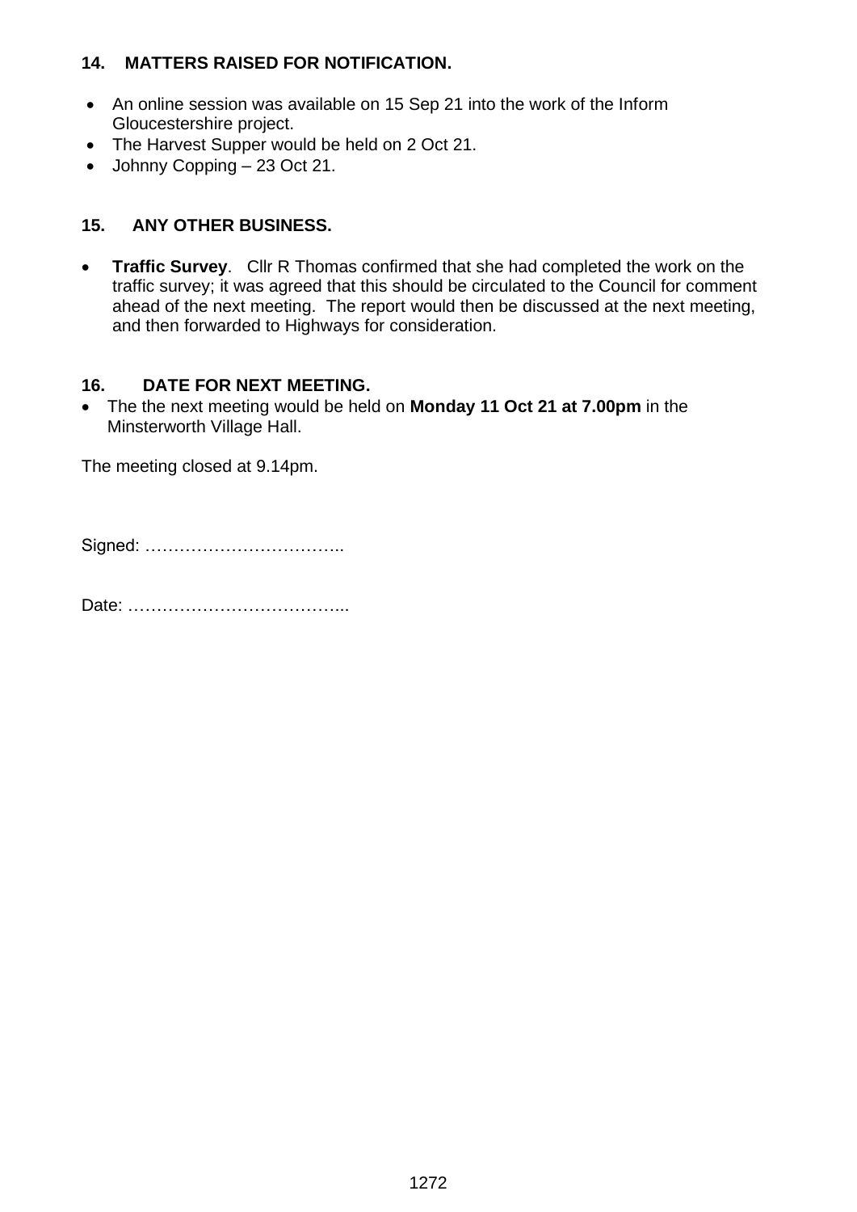## 14. MATTERS RAISED FOR NOTIFICATION.

- An online session was available on 15 Sep 21 into the work of the Inform Gloucestershire project.
- The Harvest Supper would be held on 2 Oct 21.
- Johnny Copping – 23 Oct 21.

## 15. ANY OTHER BUSINESS.

- **Traffic Survey**. Cllr R Thomas confirmed that she had completed the work on the traffic survey; it was agreed that this should be circulated to the Council for comment ahead of the next meeting. The report would then be discussed at the next meeting, and then forwarded to Highways for consideration.

## 16. DATE FOR NEXT MEETING.

- The the next meeting would be held on **Monday 11 Oct 21 at 7.00pm** in the Minsterworth Village Hall.

The meeting closed at 9.14pm.

Signed: ……………………………..

Date: ………………………………...